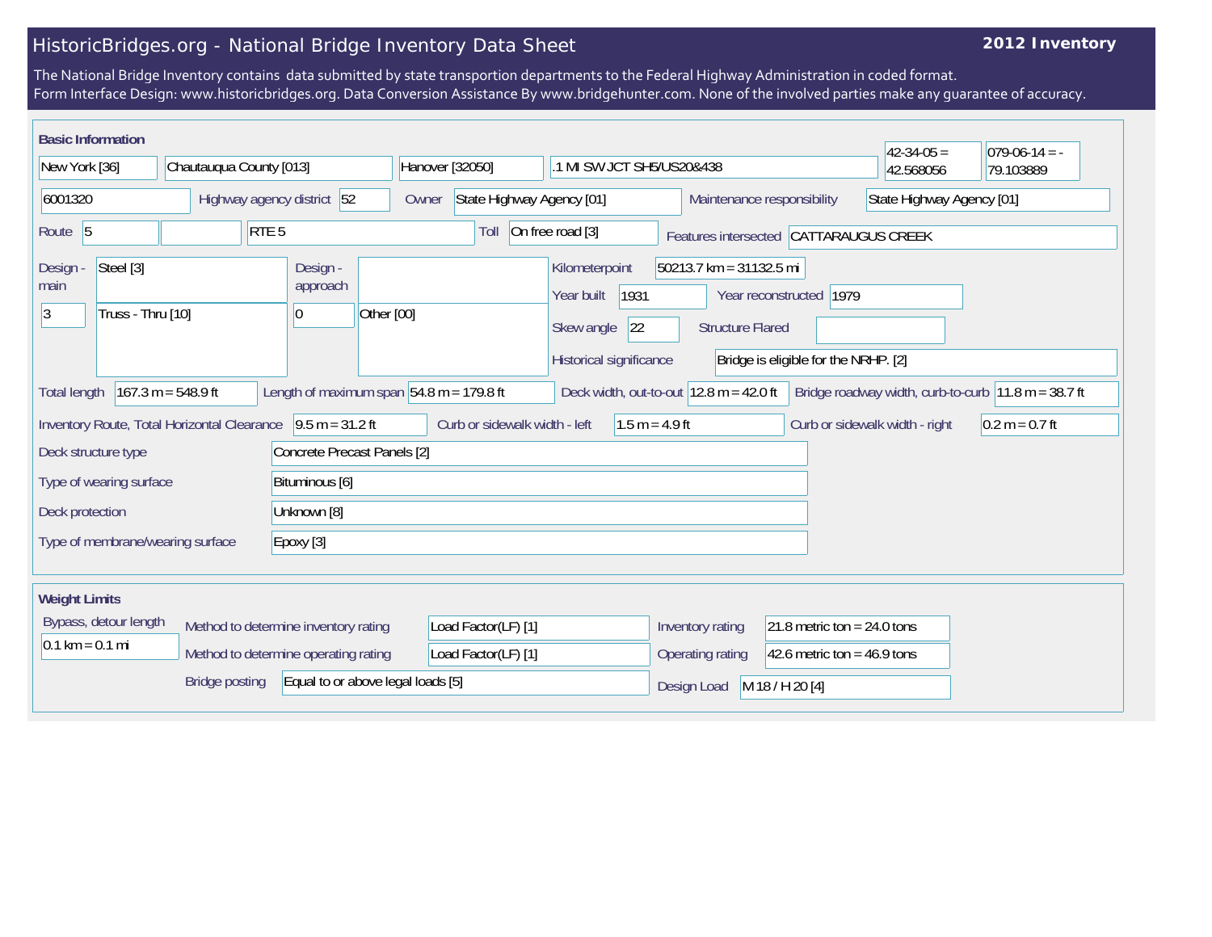# HistoricBridges.org - National Bridge Inventory Data Sheet

**2012 Inventory**

The National Bridge Inventory contains data submitted by state transportion departments to the Federal Highway Administration in coded format.
Form Interface Design: www.historicbridges.org. Data Conversion Assistance By www.bridgehunter.com. None of the involved parties make any guarantee of accuracy.

## Basic Information

| | | | | | |
|---|---|---|---|---|---|
| New York [36] | Chautauqua County [013] | Hanover [32050] | .1 MI SW JCT SH5/US20&438 | 42-34-05 = 42.568056 | 079-06-14 = -79.103889 |

| Field | Value |
|---|---|
| Structure number | 6001320 |
| Highway agency district | 52 |
| Owner | State Highway Agency [01] |
| Maintenance responsibility | State Highway Agency [01] |
| Route | 5 |
| | RTE 5 |
| Toll | On free road [3] |
| Features intersected | CATTARAUGUS CREEK |
| Design - main | Steel [3] |
| | 3 — Truss - Thru [10] |
| Design - approach | |
| | 0 — Other [00] |
| Kilometerpoint | 50213.7 km = 31132.5 mi |
| Year built | 1931 |
| Year reconstructed | 1979 |
| Skew angle | 22 |
| Structure Flared | |
| Historical significance | Bridge is eligible for the NRHP. [2] |
| Total length | 167.3 m = 548.9 ft |
| Length of maximum span | 54.8 m = 179.8 ft |
| Deck width, out-to-out | 12.8 m = 42.0 ft |
| Bridge roadway width, curb-to-curb | 11.8 m = 38.7 ft |
| Inventory Route, Total Horizontal Clearance | 9.5 m = 31.2 ft |
| Curb or sidewalk width - left | 1.5 m = 4.9 ft |
| Curb or sidewalk width - right | 0.2 m = 0.7 ft |
| Deck structure type | Concrete Precast Panels [2] |
| Type of wearing surface | Bituminous [6] |
| Deck protection | Unknown [8] |
| Type of membrane/wearing surface | Epoxy [3] |

## Weight Limits

| Field | Value |
|---|---|
| Bypass, detour length | 0.1 km = 0.1 mi |
| Method to determine inventory rating | Load Factor(LF) [1] |
| Inventory rating | 21.8 metric ton = 24.0 tons |
| Method to determine operating rating | Load Factor(LF) [1] |
| Operating rating | 42.6 metric ton = 46.9 tons |
| Bridge posting | Equal to or above legal loads [5] |
| Design Load | M 18 / H 20 [4] |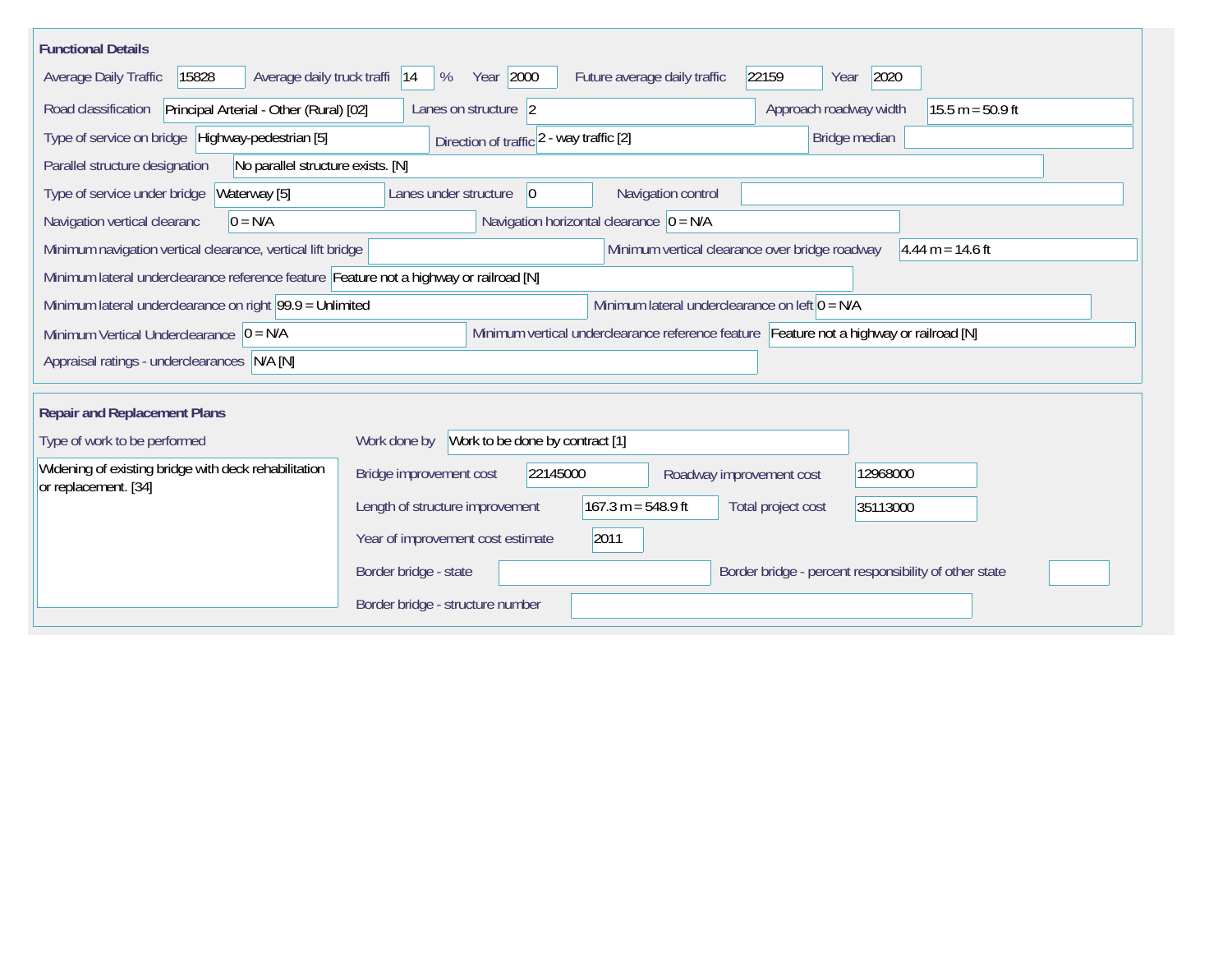## Functional Details

| Field | Value |
|---|---|
| Average Daily Traffic | 15828 |
| Average daily truck traffi | 14 % |
| Year | 2000 |
| Future average daily traffic | 22159 |
| Year | 2020 |
| Road classification | Principal Arterial - Other (Rural) [02] |
| Lanes on structure | 2 |
| Approach roadway width | 15.5 m = 50.9 ft |
| Type of service on bridge | Highway-pedestrian [5] |
| Direction of traffic | 2 - way traffic [2] |
| Bridge median | |
| Parallel structure designation | No parallel structure exists. [N] |
| Type of service under bridge | Waterway [5] |
| Lanes under structure | 0 |
| Navigation control | |
| Navigation vertical clearanc | 0 = N/A |
| Navigation horizontal clearance | 0 = N/A |
| Minimum navigation vertical clearance, vertical lift bridge | |
| Minimum vertical clearance over bridge roadway | 4.44 m = 14.6 ft |
| Minimum lateral underclearance reference feature | Feature not a highway or railroad [N] |
| Minimum lateral underclearance on right | 99.9 = Unlimited |
| Minimum lateral underclearance on left | 0 = N/A |
| Minimum Vertical Underclearance | 0 = N/A |
| Minimum vertical underclearance reference feature | Feature not a highway or railroad [N] |
| Appraisal ratings - underclearances | N/A [N] |

## Repair and Replacement Plans

| Field | Value |
|---|---|
| Type of work to be performed | Widening of existing bridge with deck rehabilitation or replacement. [34] |
| Work done by | Work to be done by contract [1] |
| Bridge improvement cost | 22145000 |
| Roadway improvement cost | 12968000 |
| Length of structure improvement | 167.3 m = 548.9 ft |
| Total project cost | 35113000 |
| Year of improvement cost estimate | 2011 |
| Border bridge - state | |
| Border bridge - percent responsibility of other state | |
| Border bridge - structure number | |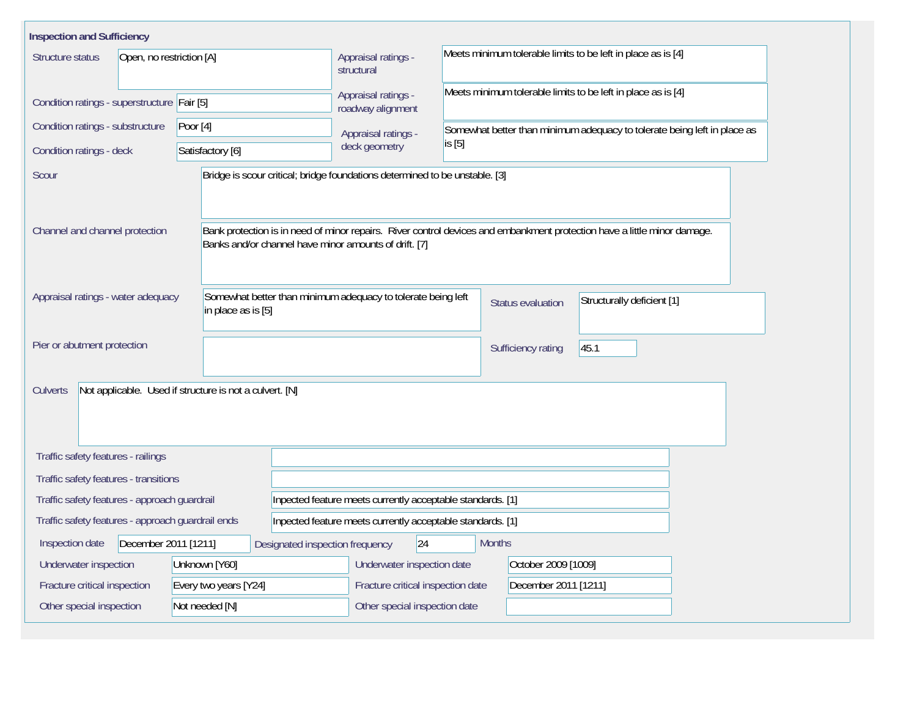## Inspection and Sufficiency

| Field | Value |
|---|---|
| Structure status | Open, no restriction [A] |
| Condition ratings - superstructure | Fair [5] |
| Condition ratings - substructure | Poor [4] |
| Condition ratings - deck | Satisfactory [6] |
| Appraisal ratings - structural | Meets minimum tolerable limits to be left in place as is [4] |
| Appraisal ratings - roadway alignment | Meets minimum tolerable limits to be left in place as is [4] |
| Appraisal ratings - deck geometry | Somewhat better than minimum adequacy to tolerate being left in place as is [5] |
| Scour | Bridge is scour critical; bridge foundations determined to be unstable. [3] |
| Channel and channel protection | Bank protection is in need of minor repairs. River control devices and embankment protection have a little minor damage. Banks and/or channel have minor amounts of drift. [7] |
| Appraisal ratings - water adequacy | Somewhat better than minimum adequacy to tolerate being left in place as is [5] |
| Status evaluation | Structurally deficient [1] |
| Pier or abutment protection | |
| Sufficiency rating | 45.1 |
| Culverts | Not applicable. Used if structure is not a culvert. [N] |
| Traffic safety features - railings | |
| Traffic safety features - transitions | |
| Traffic safety features - approach guardrail | Inpected feature meets currently acceptable standards. [1] |
| Traffic safety features - approach guardrail ends | Inpected feature meets currently acceptable standards. [1] |
| Inspection date | December 2011 [1211] |
| Designated inspection frequency | 24 Months |
| Underwater inspection | Unknown [Y60] |
| Underwater inspection date | October 2009 [1009] |
| Fracture critical inspection | Every two years [Y24] |
| Fracture critical inspection date | December 2011 [1211] |
| Other special inspection | Not needed [N] |
| Other special inspection date | |